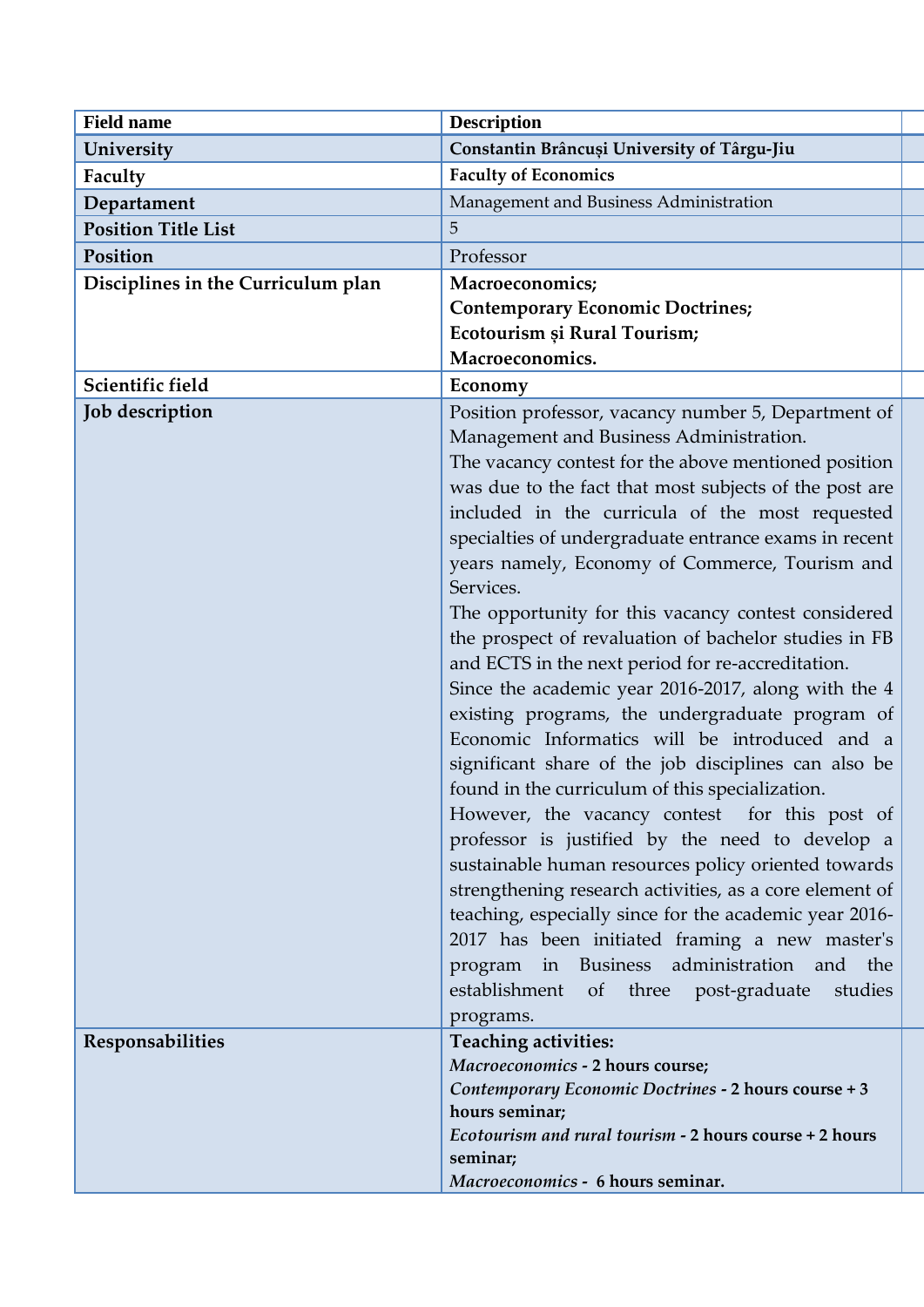| Field name | Description |
| --- | --- |
| **University** | **Constantin Brâncuși University of Târgu-Jiu** |
| **Faculty** | **Faculty of Economics** |
| **Departament** | Management and Business Administration |
| **Position Title List** | 5 |
| **Position** | Professor |
| **Disciplines in the Curriculum plan** | **Macroeconomics;**<br>**Contemporary Economic Doctrines;**<br>**Ecotourism și Rural Tourism;**<br>**Macroeconomics.** |
| **Scientific field** | **Economy** |
| **Job description** | Position professor, vacancy number 5, Department of Management and Business Administration.<br>The vacancy contest for the above mentioned position was due to the fact that most subjects of the post are included in the curricula of the most requested specialties of undergraduate entrance exams in recent years namely, Economy of Commerce, Tourism and Services.<br>The opportunity for this vacancy contest considered the prospect of revaluation of bachelor studies in FB and ECTS in the next period for re-accreditation.<br>Since the academic year 2016-2017, along with the 4 existing programs, the undergraduate program of Economic Informatics will be introduced and a significant share of the job disciplines can also be found in the curriculum of this specialization.<br>However, the vacancy contest for this post of professor is justified by the need to develop a sustainable human resources policy oriented towards strengthening research activities, as a core element of teaching, especially since for the academic year 2016-2017 has been initiated framing a new master's program in Business administration and the establishment of three post-graduate studies programs. |
| **Responsabilities** | **Teaching activities:**<br>*Macroeconomics* **- 2 hours course;**<br>*Contemporary Economic Doctrines* **- 2 hours course + 3 hours seminar;**<br>*Ecotourism and rural tourism* **- 2 hours course + 2 hours seminar;**<br>*Macroeconomics* **- 6 hours seminar.** |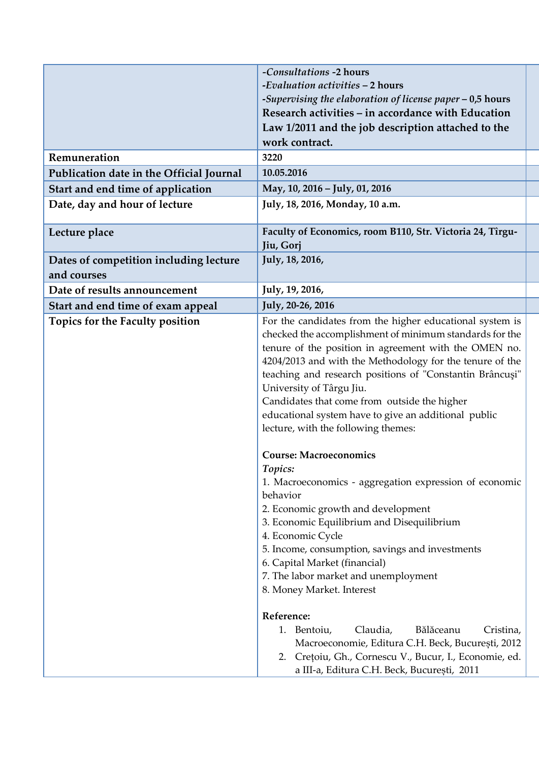| | |
|---|---|
| | -*Consultations* -**2 hours**<br>-*Evaluation activities* – **2 hours**<br>-*Supervising the elaboration of license paper* – **0,5 hours**<br>**Research activities – in accordance with Education Law 1/2011 and the job description attached to the work contract.** |
| **Remuneration** | **3220** |
| **Publication date in the Official Journal** | **10.05.2016** |
| **Start and end time of application** | **May, 10, 2016 – July, 01, 2016** |
| **Date, day and hour of lecture** | **July, 18, 2016, Monday, 10 a.m.** |
| **Lecture place** | **Faculty of Economics, room B110, Str. Victoria 24, Tîrgu-Jiu, Gorj** |
| **Dates of competition including lecture and courses** | **July, 18, 2016,** |
| **Date of results announcement** | **July, 19, 2016,** |
| **Start and end time of exam appeal** | **July, 20-26, 2016** |
| **Topics for the Faculty position** | For the candidates from the higher educational system is checked the accomplishment of minimum standards for the tenure of the position in agreement with the OMEN no. 4204/2013 and with the Methodology for the tenure of the teaching and research positions of "Constantin Brâncuşi" University of Târgu Jiu.<br>Candidates that come from outside the higher educational system have to give an additional public lecture, with the following themes:<br><br>**Course: Macroeconomics**<br>***Topics:***<br>1. Macroeconomics - aggregation expression of economic behavior<br>2. Economic growth and development<br>3. Economic Equilibrium and Disequilibrium<br>4. Economic Cycle<br>5. Income, consumption, savings and investments<br>6. Capital Market (financial)<br>7. The labor market and unemployment<br>8. Money Market. Interest<br><br>**Reference:**<br>1. Bentoiu, Claudia, Bălăceanu Cristina, Macroeconomie, Editura C.H. Beck, București, 2012<br>2. Crețoiu, Gh., Cornescu V., Bucur, I., Economie, ed. a III-a, Editura C.H. Beck, București, 2011 |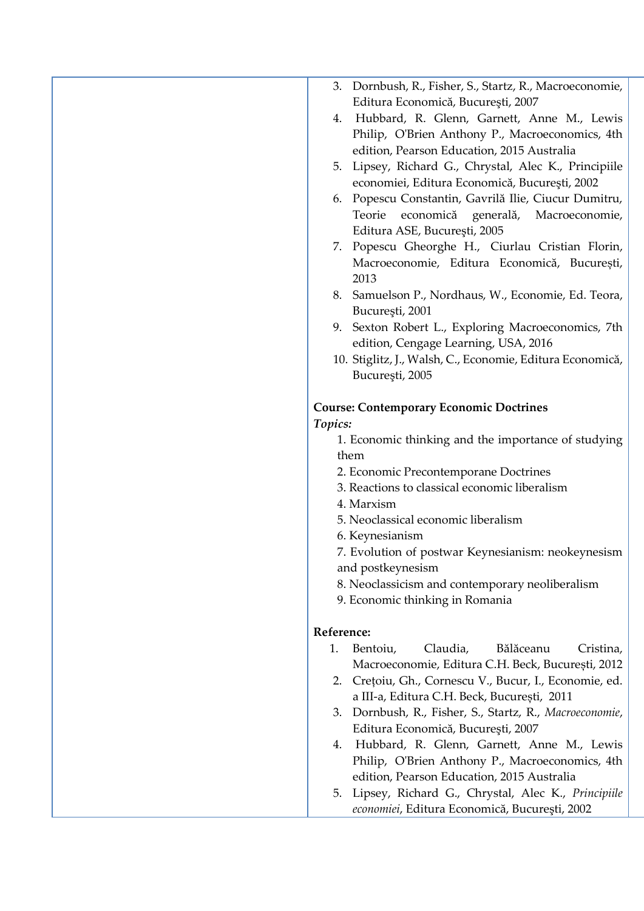3. Dornbush, R., Fisher, S., Startz, R., Macroeconomie, Editura Economică, Bucureşti, 2007
4. Hubbard, R. Glenn, Garnett, Anne M., Lewis Philip, O'Brien Anthony P., Macroeconomics, 4th edition, Pearson Education, 2015 Australia
5. Lipsey, Richard G., Chrystal, Alec K., Principiile economiei, Editura Economică, Bucureşti, 2002
6. Popescu Constantin, Gavrilă Ilie, Ciucur Dumitru, Teorie economică generală, Macroeconomie, Editura ASE, Bucureşti, 2005
7. Popescu Gheorghe H., Ciurlau Cristian Florin, Macroeconomie, Editura Economică, București, 2013
8. Samuelson P., Nordhaus, W., Economie, Ed. Teora, Bucureşti, 2001
9. Sexton Robert L., Exploring Macroeconomics, 7th edition, Cengage Learning, USA, 2016
10. Stiglitz, J., Walsh, C., Economie, Editura Economică, Bucureşti, 2005

**Course: Contemporary Economic Doctrines**

***Topics:***

1. Economic thinking and the importance of studying them
2. Economic Precontemporane Doctrines
3. Reactions to classical economic liberalism
4. Marxism
5. Neoclassical economic liberalism
6. Keynesianism
7. Evolution of postwar Keynesianism: neokeynesism and postkeynesism
8. Neoclassicism and contemporary neoliberalism
9. Economic thinking in Romania

**Reference:**

1. Bentoiu, Claudia, Bălăceanu Cristina, Macroeconomie, Editura C.H. Beck, București, 2012
2. Crețoiu, Gh., Cornescu V., Bucur, I., Economie, ed. a III-a, Editura C.H. Beck, București, 2011
3. Dornbush, R., Fisher, S., Startz, R., *Macroeconomie*, Editura Economică, Bucureşti, 2007
4. Hubbard, R. Glenn, Garnett, Anne M., Lewis Philip, O'Brien Anthony P., Macroeconomics, 4th edition, Pearson Education, 2015 Australia
5. Lipsey, Richard G., Chrystal, Alec K., *Principiile economiei*, Editura Economică, Bucureşti, 2002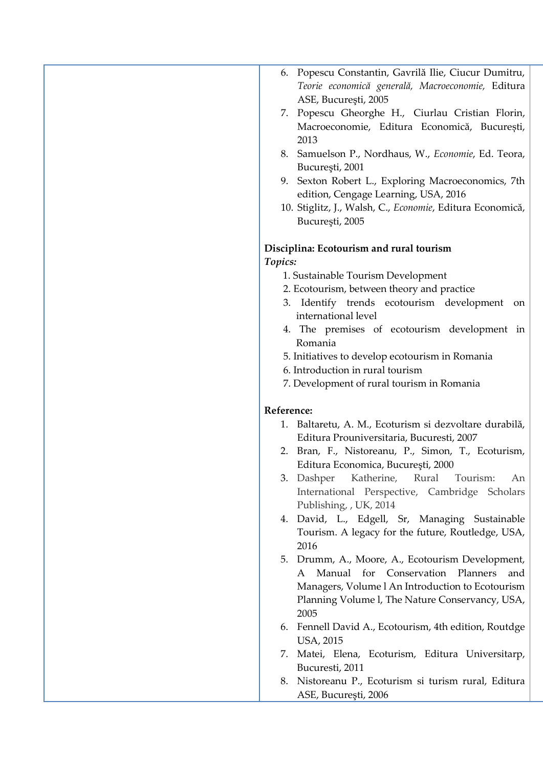6. Popescu Constantin, Gavrilă Ilie, Ciucur Dumitru, *Teorie economică generală, Macroeconomie,* Editura ASE, Bucureşti, 2005
7. Popescu Gheorghe H., Ciurlau Cristian Florin, Macroeconomie, Editura Economică, București, 2013
8. Samuelson P., Nordhaus, W., *Economie*, Ed. Teora, Bucureşti, 2001
9. Sexton Robert L., Exploring Macroeconomics, 7th edition, Cengage Learning, USA, 2016
10. Stiglitz, J., Walsh, C., *Economie*, Editura Economică, Bucureşti, 2005

**Disciplina: Ecotourism and rural tourism**

***Topics:***

1. Sustainable Tourism Development
2. Ecotourism, between theory and practice
3. Identify trends ecotourism development on international level
4. The premises of ecotourism development in Romania
5. Initiatives to develop ecotourism in Romania
6. Introduction in rural tourism
7. Development of rural tourism in Romania

**Reference:**

1. Baltaretu, A. M., Ecoturism si dezvoltare durabilă, Editura Prouniversitaria, Bucuresti, 2007
2. Bran, F., Nistoreanu, P., Simon, T., Ecoturism, Editura Economica, Bucureşti, 2000
3. Dashper Katherine, Rural Tourism: An International Perspective, Cambridge Scholars Publishing, , UK, 2014
4. David, L., Edgell, Sr, Managing Sustainable Tourism. A legacy for the future, Routledge, USA, 2016
5. Drumm, A., Moore, A., Ecotourism Development, A Manual for Conservation Planners and Managers, Volume l An Introduction to Ecotourism Planning Volume l, The Nature Conservancy, USA, 2005
6. Fennell David A., Ecotourism, 4th edition, Routdge USA, 2015
7. Matei, Elena, Ecoturism, Editura Universitarp, Bucuresti, 2011
8. Nistoreanu P., Ecoturism si turism rural, Editura ASE, Bucureşti, 2006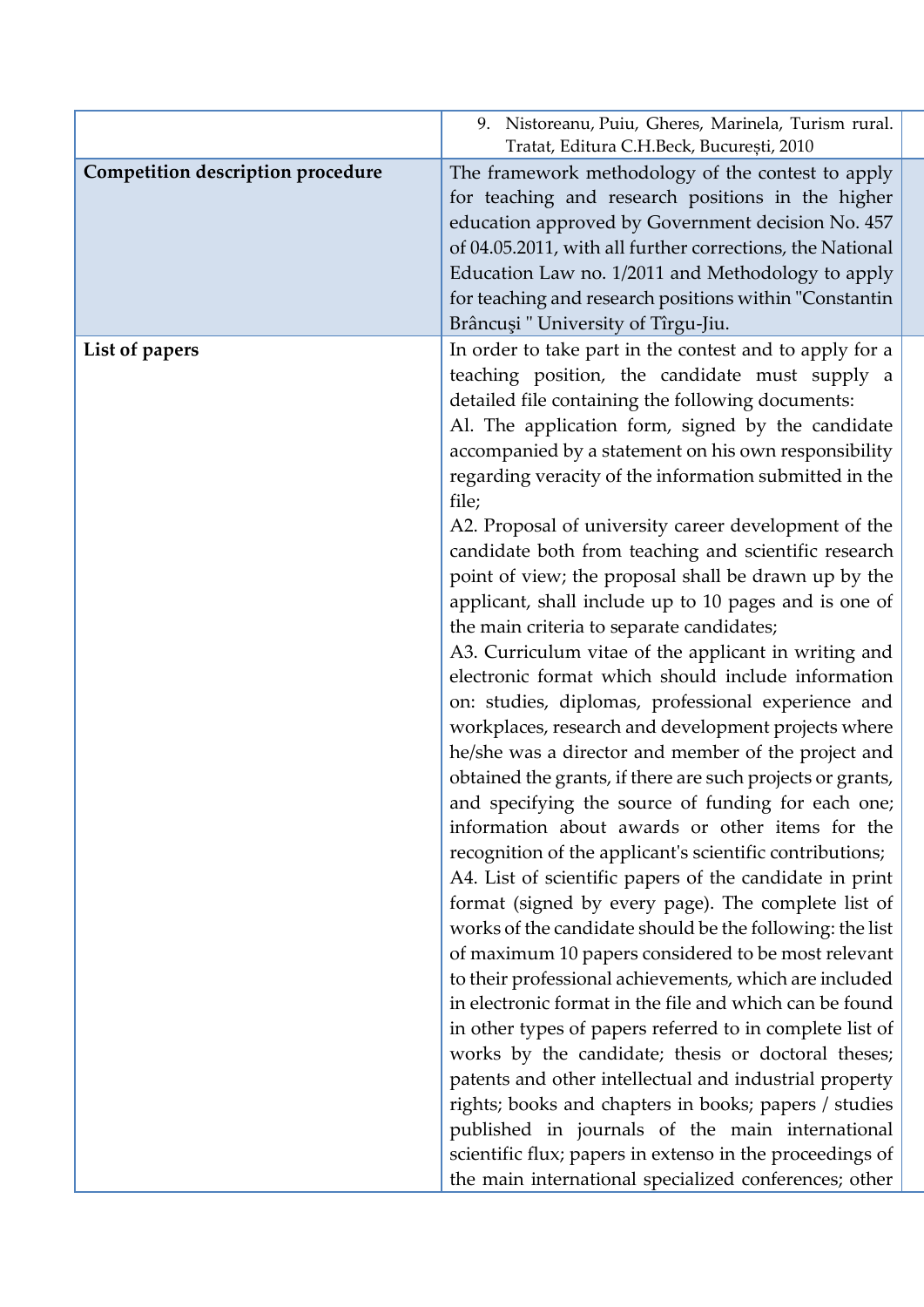| | |
|---|---|
| | 9. Nistoreanu, Puiu, Gheres, Marinela, Turism rural. Tratat, Editura C.H.Beck, București, 2010 |
| **Competition description procedure** | The framework methodology of the contest to apply for teaching and research positions in the higher education approved by Government decision No. 457 of 04.05.2011, with all further corrections, the National Education Law no. 1/2011 and Methodology to apply for teaching and research positions within "Constantin Brâncuşi " University of Tîrgu-Jiu. |
| **List of papers** | In order to take part in the contest and to apply for a teaching position, the candidate must supply a detailed file containing the following documents:<br>Al. The application form, signed by the candidate accompanied by a statement on his own responsibility regarding veracity of the information submitted in the file;<br>A2. Proposal of university career development of the candidate both from teaching and scientific research point of view; the proposal shall be drawn up by the applicant, shall include up to 10 pages and is one of the main criteria to separate candidates;<br>A3. Curriculum vitae of the applicant in writing and electronic format which should include information on: studies, diplomas, professional experience and workplaces, research and development projects where he/she was a director and member of the project and obtained the grants, if there are such projects or grants, and specifying the source of funding for each one; information about awards or other items for the recognition of the applicant's scientific contributions;<br>A4. List of scientific papers of the candidate in print format (signed by every page). The complete list of works of the candidate should be the following: the list of maximum 10 papers considered to be most relevant to their professional achievements, which are included in electronic format in the file and which can be found in other types of papers referred to in complete list of works by the candidate; thesis or doctoral theses; patents and other intellectual and industrial property rights; books and chapters in books; papers / studies published in journals of the main international scientific flux; papers in extenso in the proceedings of the main international specialized conferences; other |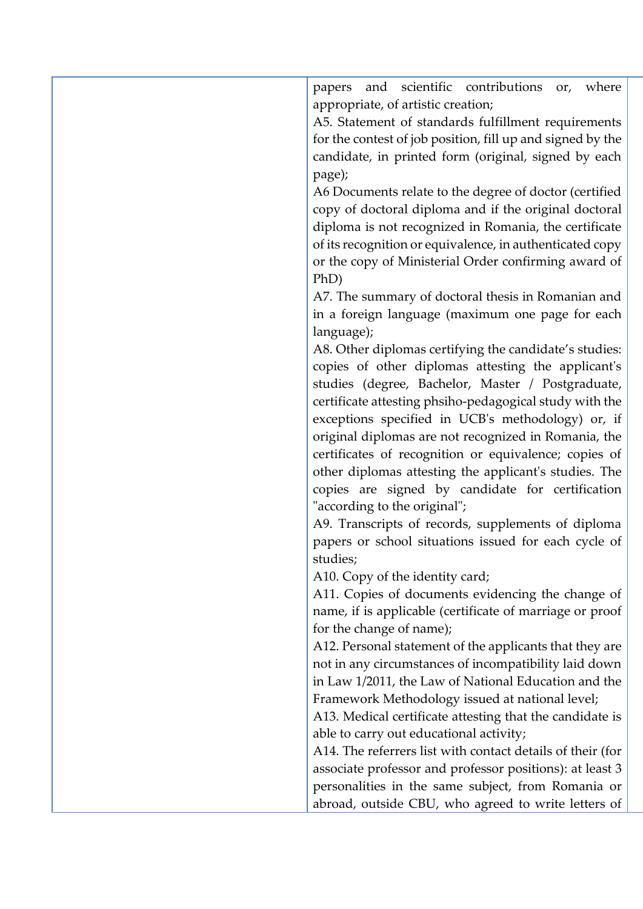| | |
|---|---|
| | papers and scientific contributions or, where appropriate, of artistic creation;<br>A5. Statement of standards fulfillment requirements for the contest of job position, fill up and signed by the candidate, in printed form (original, signed by each page);<br>A6 Documents relate to the degree of doctor (certified copy of doctoral diploma and if the original doctoral diploma is not recognized in Romania, the certificate of its recognition or equivalence, in authenticated copy or the copy of Ministerial Order confirming award of PhD)<br>A7. The summary of doctoral thesis in Romanian and in a foreign language (maximum one page for each language);<br>A8. Other diplomas certifying the candidate's studies: copies of other diplomas attesting the applicant's studies (degree, Bachelor, Master / Postgraduate, certificate attesting phsiho-pedagogical study with the exceptions specified in UCB's methodology) or, if original diplomas are not recognized in Romania, the certificates of recognition or equivalence; copies of other diplomas attesting the applicant's studies. The copies are signed by candidate for certification "according to the original";<br>A9. Transcripts of records, supplements of diploma papers or school situations issued for each cycle of studies;<br>A10. Copy of the identity card;<br>A11. Copies of documents evidencing the change of name, if is applicable (certificate of marriage or proof for the change of name);<br>A12. Personal statement of the applicants that they are not in any circumstances of incompatibility laid down in Law 1/2011, the Law of National Education and the Framework Methodology issued at national level;<br>A13. Medical certificate attesting that the candidate is able to carry out educational activity;<br>A14. The referrers list with contact details of their (for associate professor and professor positions): at least 3 personalities in the same subject, from Romania or abroad, outside CBU, who agreed to write letters of |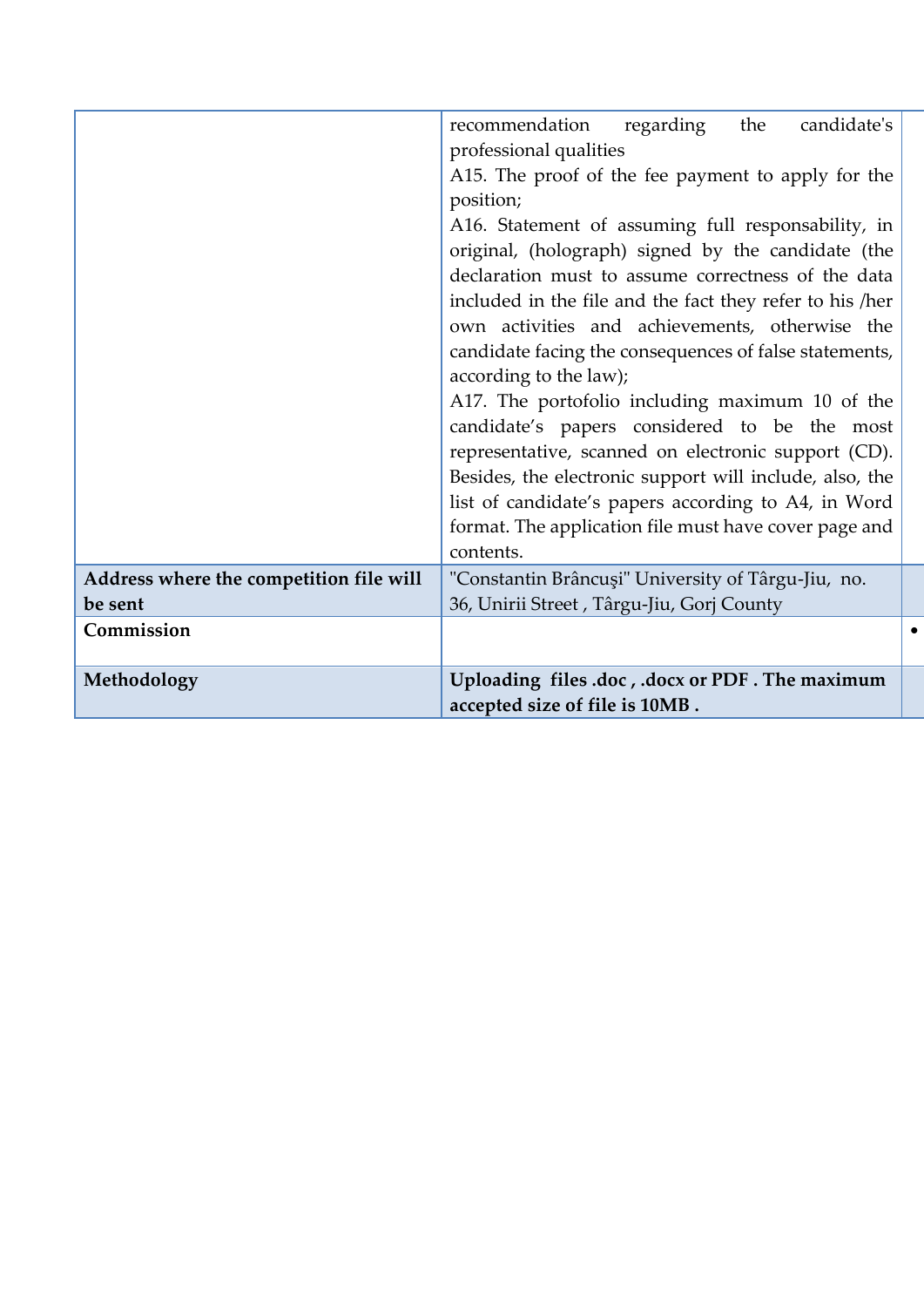| | | |
|---|---|---|
| | recommendation regarding the candidate's professional qualities<br>A15. The proof of the fee payment to apply for the position;<br>A16. Statement of assuming full responsability, in original, (holograph) signed by the candidate (the declaration must to assume correctness of the data included in the file and the fact they refer to his /her own activities and achievements, otherwise the candidate facing the consequences of false statements, according to the law);<br>A17. The portofolio including maximum 10 of the candidate's papers considered to be the most representative, scanned on electronic support (CD). Besides, the electronic support will include, also, the list of candidate's papers according to A4, in Word format. The application file must have cover page and contents. | |
| **Address where the competition file will be sent** | "Constantin Brâncuşi" University of Târgu-Jiu, no. 36, Unirii Street , Târgu-Jiu, Gorj County | |
| **Commission** | | • |
| **Methodology** | **Uploading files .doc , .docx or PDF . The maximum accepted size of file is 10MB .** | |